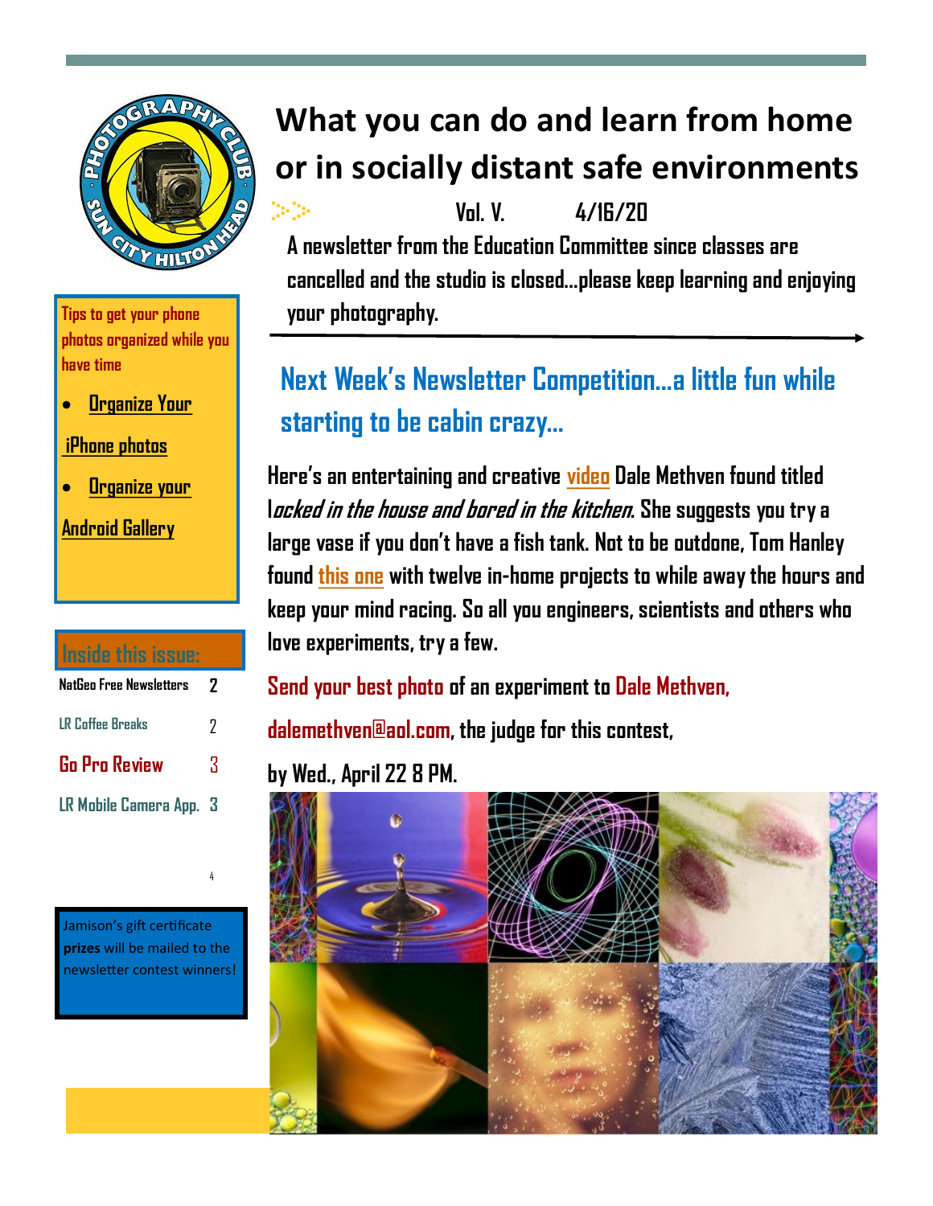# What you can do and learn from home or in socially distant safe environments

Vol. V. 4/16/20

**A newsletter from the Education Committee since classes are cancelled and the studio is closed...please keep learning and enjoying your photography.**

## Next Week's Newsletter Competition...a little fun while starting to be cabin crazy...

Here's an entertaining and creative video Dale Methven found titled l*ocked in the house and bored in the kitchen*. She suggests you try a large vase if you don't have a fish tank. Not to be outdone, Tom Hanley found this one with twelve in-home projects to while away the hours and keep your mind racing. So all you engineers, scientists and others who love experiments, try a few.

Send your best photo of an experiment to Dale Methven, dalemethven@aol.com, the judge for this contest, by Wed., April 22 8 PM.

Tips to get your phone photos organized while you have time

- Organize Your iPhone photos
- Organize your Android Gallery

**Inside this issue:**

| | |
|---|---|
| NatGeo Free Newsletters | 2 |
| LR Coffee Breaks | 2 |
| Go Pro Review | 3 |
| LR Mobile Camera App. | 3 |
| | 4 |

Jamison's gift certificate **prizes** will be mailed to the newsletter contest winners!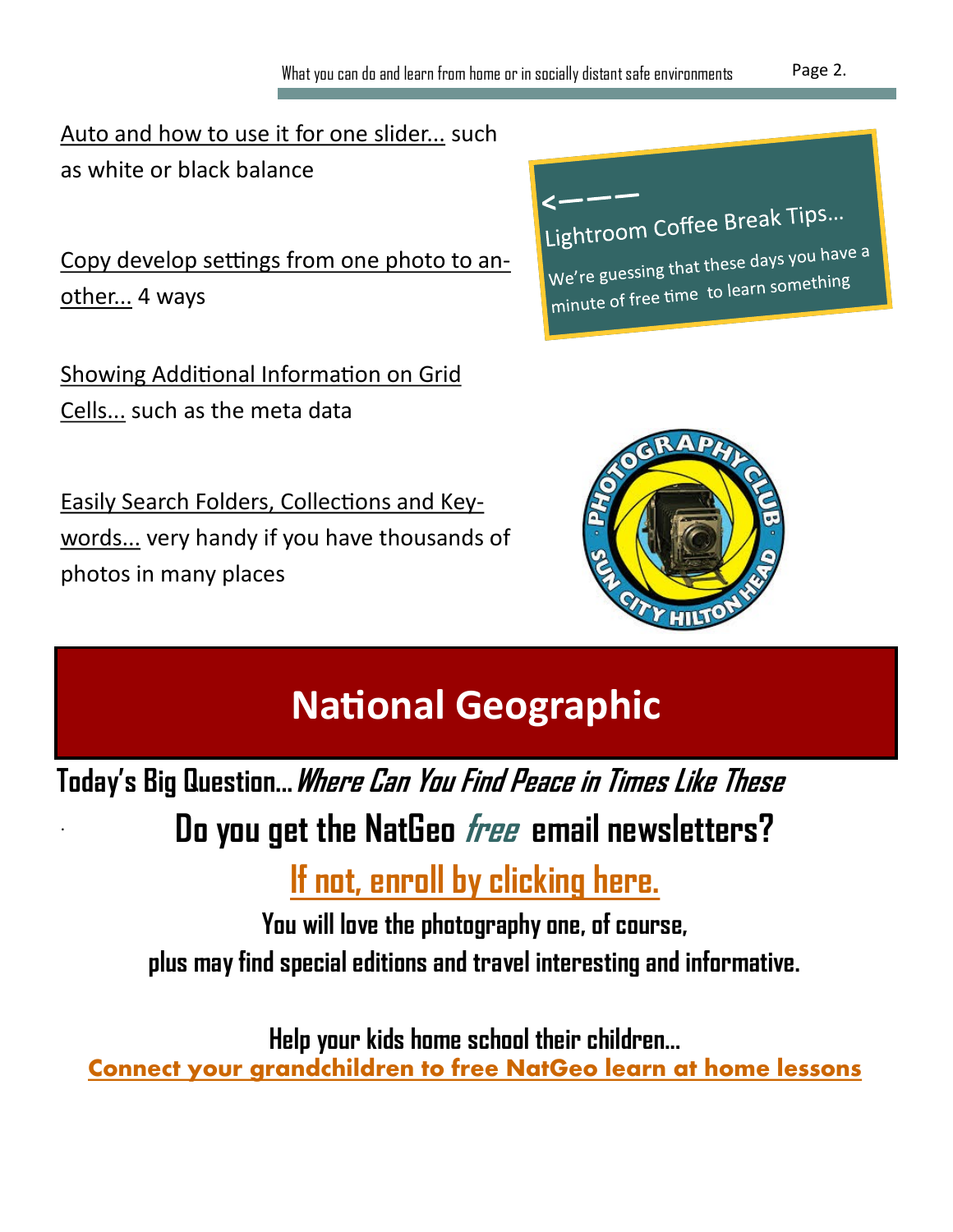Auto and how to use it for one slider... such as white or black balance

Copy develop settings from one photo to another... 4 ways

Showing Additional Information on Grid Cells... such as the meta data

Easily Search Folders, Collections and Keywords... very handy if you have thousands of photos in many places

<----

Lightroom Coffee Break Tips...

We're guessing that these days you have a minute of free time to learn something

# National Geographic

**Today's Big Question...*Where Can You Find Peace in Times Like These***

**Do you get the NatGeo *free* email newsletters?**

**If not, enroll by clicking here.**

**You will love the photography one, of course,**
**plus may find special editions and travel interesting and informative.**

**Help your kids home school their children...**

**Connect your grandchildren to free NatGeo learn at home lessons**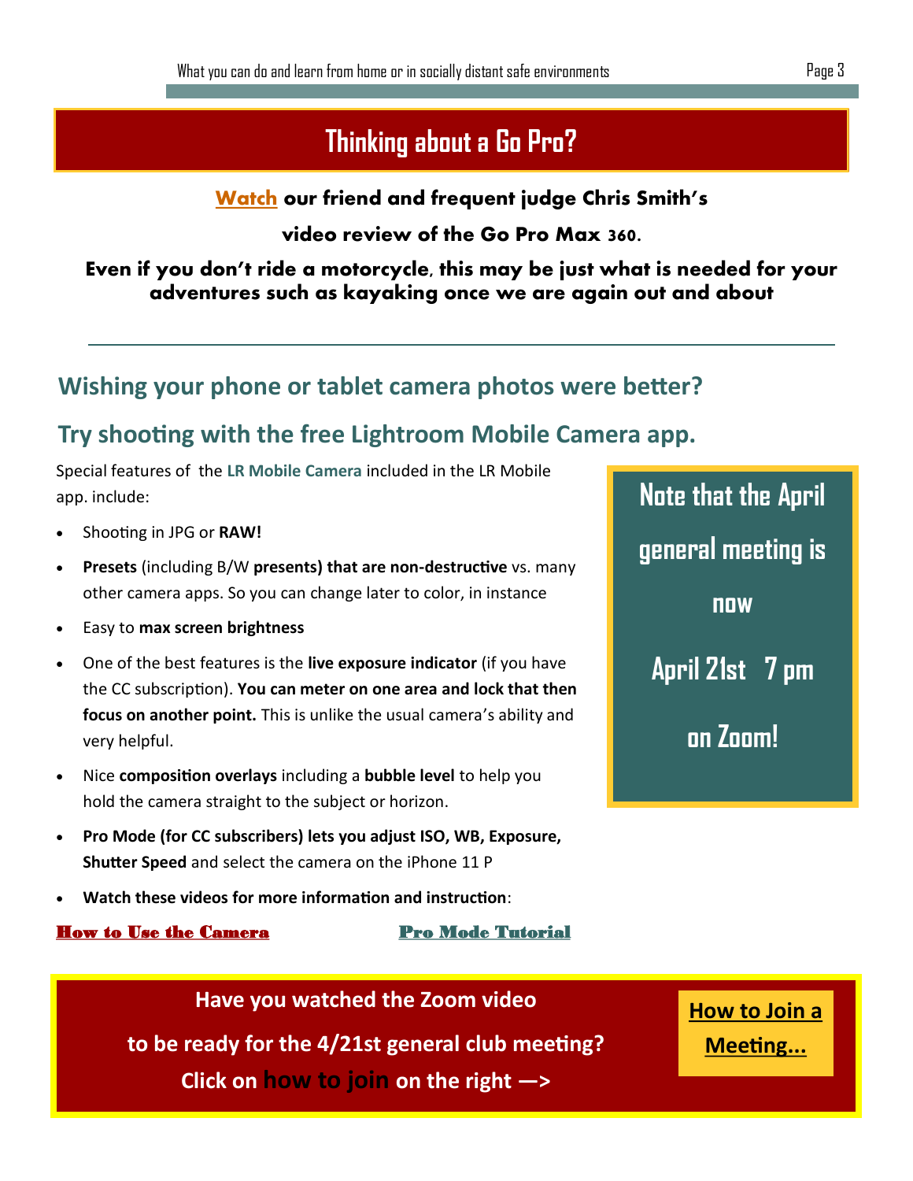## Thinking about a Go Pro?

**Watch our friend and frequent judge Chris Smith's**

**video review of the Go Pro Max 360.**

**Even if you don't ride a motorcycle, this may be just what is needed for your adventures such as kayaking once we are again out and about**

---

## Wishing your phone or tablet camera photos were better?

## Try shooting with the free Lightroom Mobile Camera app.

Special features of the **LR Mobile Camera** included in the LR Mobile app. include:

- Shooting in JPG or **RAW!**
- **Presets** (including B/W **presents) that are non-destructive** vs. many other camera apps. So you can change later to color, in instance
- Easy to **max screen brightness**
- One of the best features is the **live exposure indicator** (if you have the CC subscription). **You can meter on one area and lock that then focus on another point.** This is unlike the usual camera's ability and very helpful.
- Nice **composition overlays** including a **bubble level** to help you hold the camera straight to the subject or horizon.
- **Pro Mode (for CC subscribers) lets you adjust ISO, WB, Exposure, Shutter Speed** and select the camera on the iPhone 11 P
- **Watch these videos for more information and instruction**:

**How to Use the Camera** **Pro Mode Tutorial**

**Note that the April general meeting is now April 21st 7 pm on Zoom!**

**Have you watched the Zoom video to be ready for the 4/21st general club meeting? Click on how to join on the right —>**

**How to Join a Meeting...**